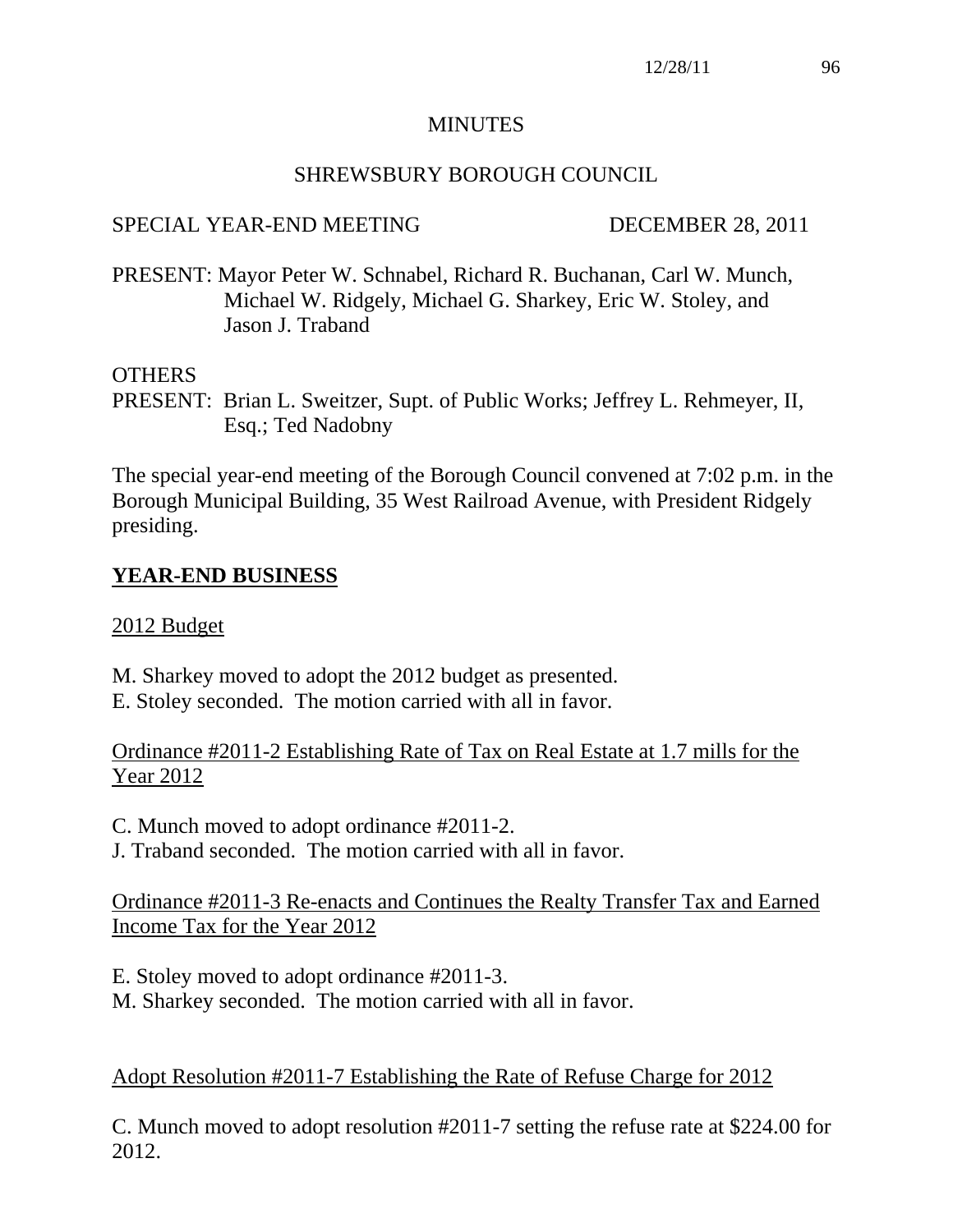# MINUTES

## SHREWSBURY BOROUGH COUNCIL

SPECIAL YEAR-END MEETING DECEMBER 28, 2011

PRESENT: Mayor Peter W. Schnabel, Richard R. Buchanan, Carl W. Munch, Michael W. Ridgely, Michael G. Sharkey, Eric W. Stoley, and Jason J. Traband

OTHERS
PRESENT: Brian L. Sweitzer, Supt. of Public Works; Jeffrey L. Rehmeyer, II, Esq.; Ted Nadobny

The special year-end meeting of the Borough Council convened at 7:02 p.m. in the Borough Municipal Building, 35 West Railroad Avenue, with President Ridgely presiding.

**YEAR-END BUSINESS**

2012 Budget

M. Sharkey moved to adopt the 2012 budget as presented.
E. Stoley seconded. The motion carried with all in favor.

Ordinance #2011-2 Establishing Rate of Tax on Real Estate at 1.7 mills for the Year 2012

C. Munch moved to adopt ordinance #2011-2.
J. Traband seconded. The motion carried with all in favor.

Ordinance #2011-3 Re-enacts and Continues the Realty Transfer Tax and Earned Income Tax for the Year 2012

E. Stoley moved to adopt ordinance #2011-3.
M. Sharkey seconded. The motion carried with all in favor.

Adopt Resolution #2011-7 Establishing the Rate of Refuse Charge for 2012

C. Munch moved to adopt resolution #2011-7 setting the refuse rate at $224.00 for 2012.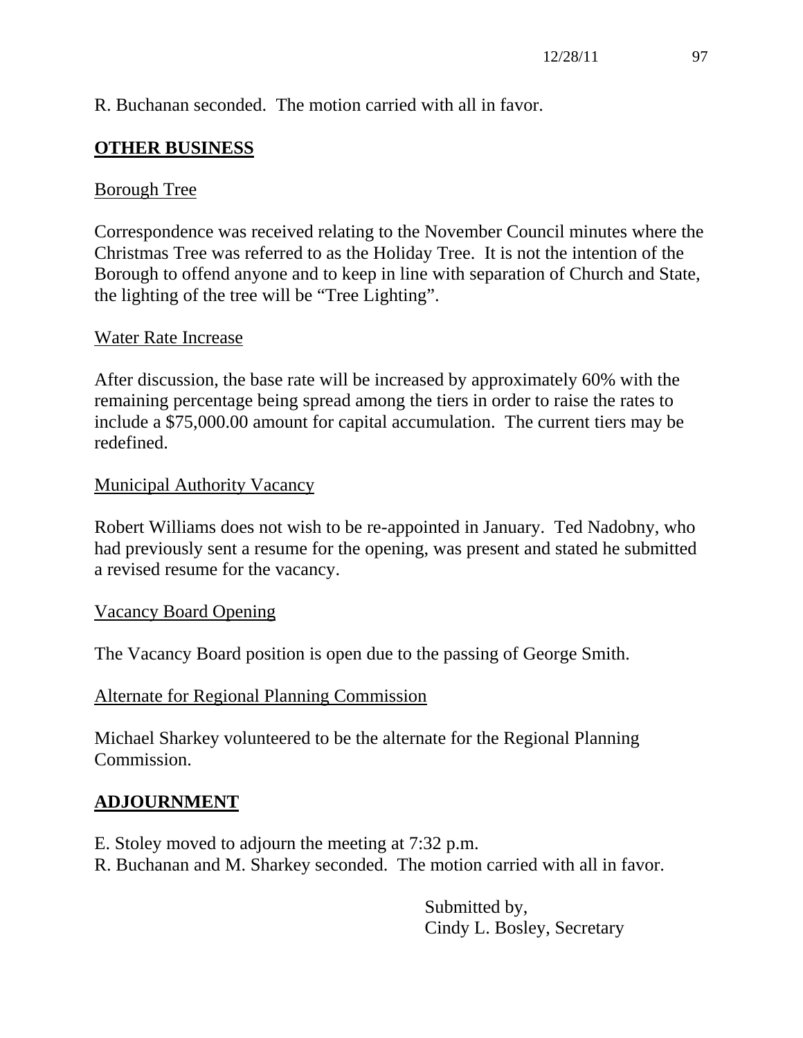R. Buchanan seconded. The motion carried with all in favor.

## OTHER BUSINESS

Borough Tree

Correspondence was received relating to the November Council minutes where the Christmas Tree was referred to as the Holiday Tree. It is not the intention of the Borough to offend anyone and to keep in line with separation of Church and State, the lighting of the tree will be "Tree Lighting".

Water Rate Increase

After discussion, the base rate will be increased by approximately 60% with the remaining percentage being spread among the tiers in order to raise the rates to include a $75,000.00 amount for capital accumulation. The current tiers may be redefined.

Municipal Authority Vacancy

Robert Williams does not wish to be re-appointed in January. Ted Nadobny, who had previously sent a resume for the opening, was present and stated he submitted a revised resume for the vacancy.

Vacancy Board Opening

The Vacancy Board position is open due to the passing of George Smith.

Alternate for Regional Planning Commission

Michael Sharkey volunteered to be the alternate for the Regional Planning Commission.

## ADJOURNMENT

E. Stoley moved to adjourn the meeting at 7:32 p.m.
R. Buchanan and M. Sharkey seconded. The motion carried with all in favor.

Submitted by,
Cindy L. Bosley, Secretary